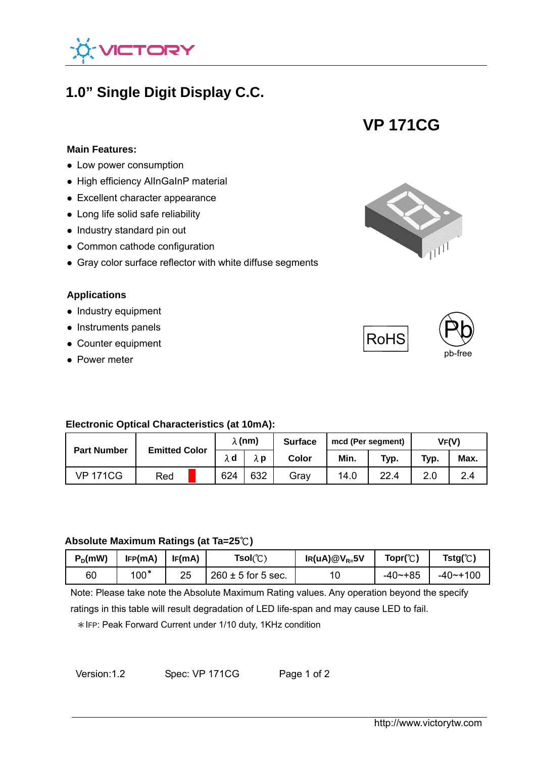# 1.0” Single Digit Display C.C.

## VP 171CG

**Main Features:**

- Low power consumption
- High efficiency AlInGaInP material
- Excellent character appearance
- Long life solid safe reliability
- Industry standard pin out
- Common cathode configuration
- Gray color surface reflector with white diffuse segments

**Applications**

- Industry equipment
- Instruments panels
- Counter equipment
- Power meter

RoHS

pb-free

**Electronic Optical Characteristics (at 10mA):**

| Part Number | Emitted Color | λ (nm) | | Surface Color | mcd (Per segment) | | VF(V) | |
|---|---|---|---|---|---|---|---|---|
| | | λd | λp | | Min. | Typ. | Typ. | Max. |
| VP 171CG | Red | 624 | 632 | Gray | 14.0 | 22.4 | 2.0 | 2.4 |

**Absolute Maximum Ratings (at Ta=25℃)**

| $P_D$(mW) | IFP(mA) | IF(mA) | Tsol(℃) | IR(uA)@$V_R$=5V | Topr(℃) | Tstg(℃) |
|---|---|---|---|---|---|---|
| 60 | 100* | 25 | 260 ± 5 for 5 sec. | 10 | -40~+85 | -40~+100 |

Note: Please take note the Absolute Maximum Rating values. Any operation beyond the specify ratings in this table will result degradation of LED life-span and may cause LED to fail.

＊IFP: Peak Forward Current under 1/10 duty, 1KHz condition

Version:1.2 Spec: VP 171CG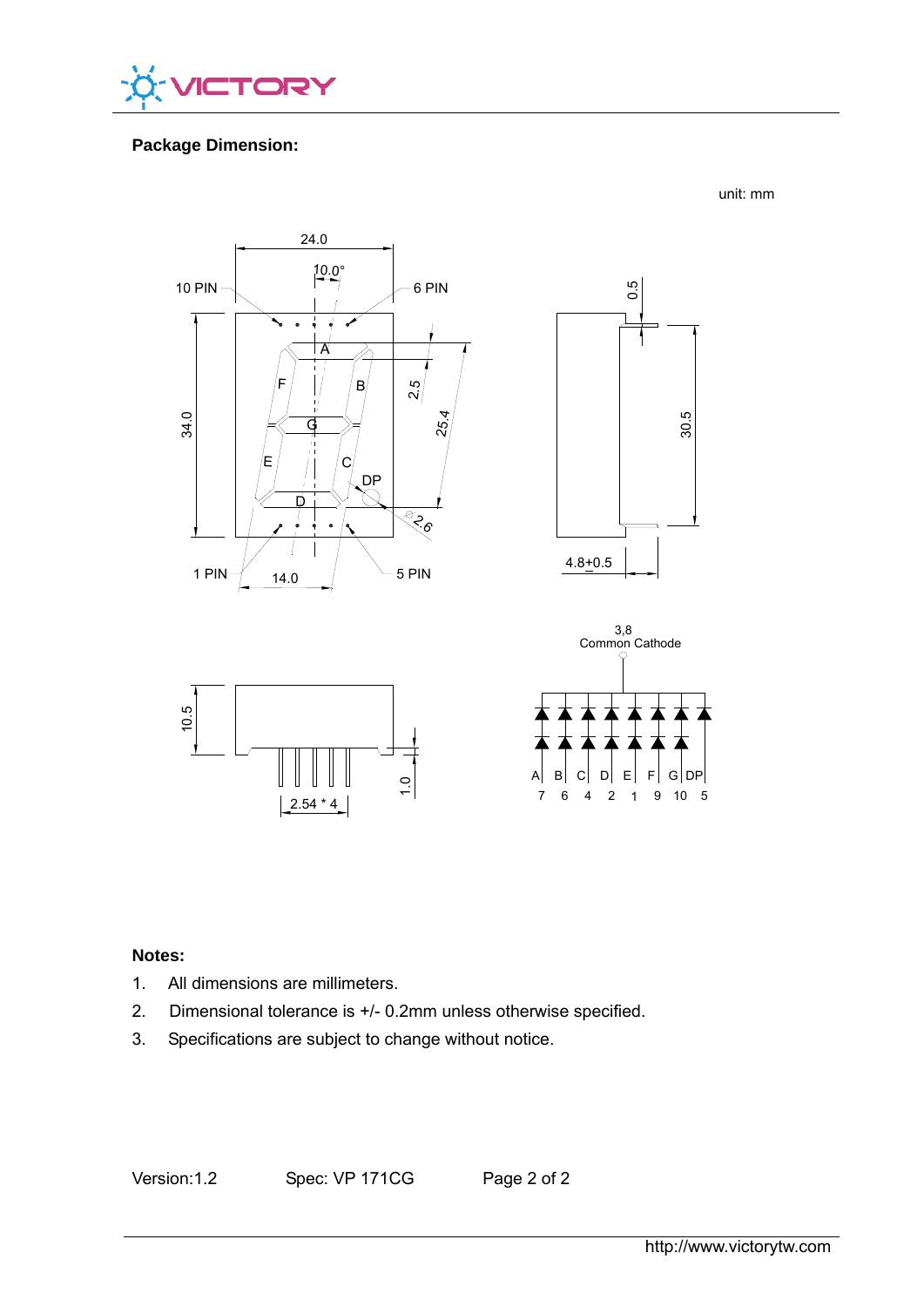## Package Dimension:

unit: mm

24.0
10.0°
10 PIN
6 PIN
A
F
B
2.5
25.4
34.0
G
E
C
DP
D
⌀2.6
1 PIN
14.0
5 PIN
0.5
30.5
4.8+0.5

10.5
1.0
2.54 * 4

3,8
Common Cathode
A B C D E F G DP
7 6 4 2 1 9 10 5

**Notes:**

1. All dimensions are millimeters.
2. Dimensional tolerance is +/- 0.2mm unless otherwise specified.
3. Specifications are subject to change without notice.

Version:1.2 Spec: VP 171CG